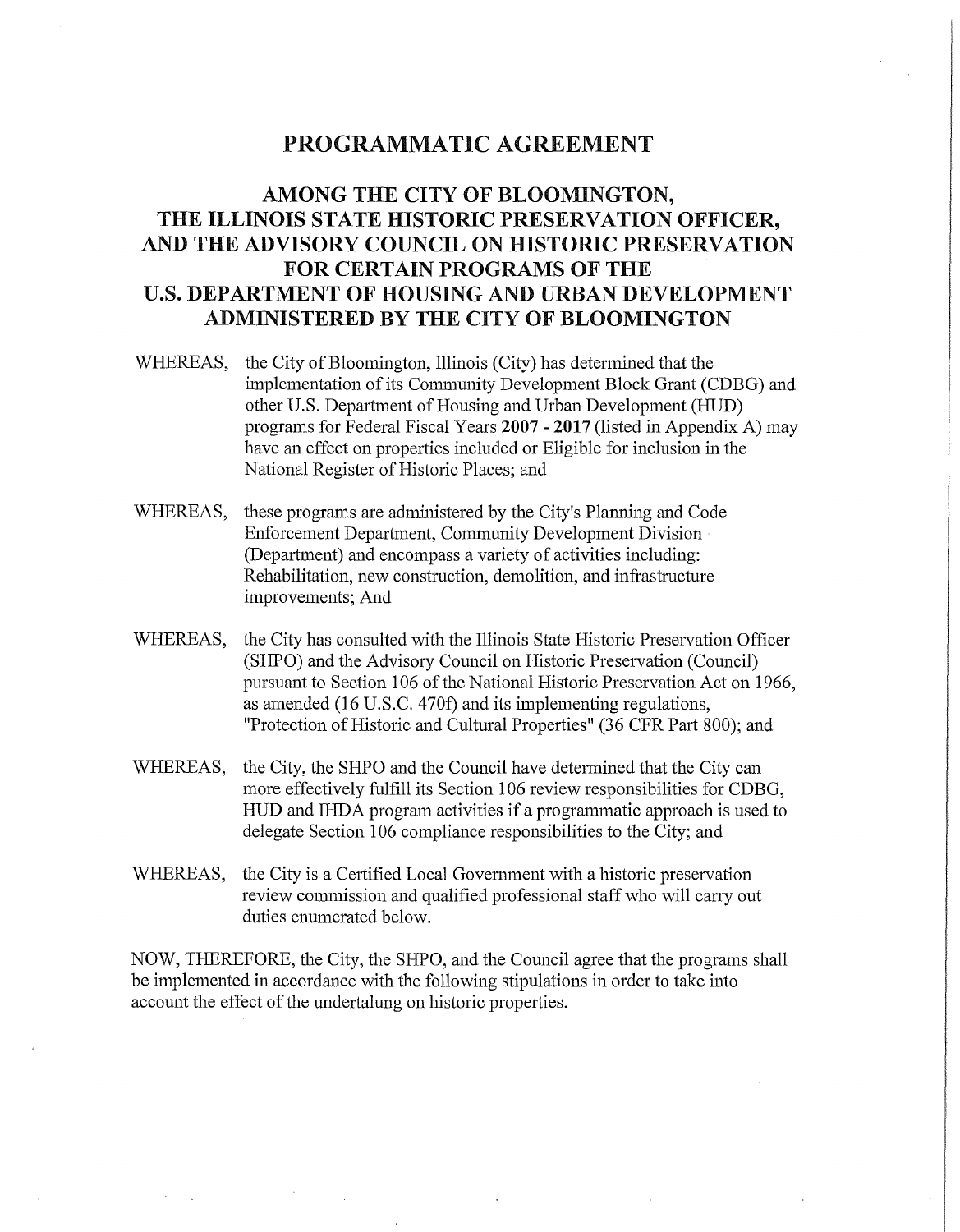# PROGRAMMATIC AGREEMENT

## AMONG THE CITY OF BLOOMINGTON, THE ILLINOIS STATE HISTORIC PRESERVATION OFFICER, AND THE ADVISORY COUNCIL ON HISTORIC PRESERVATION FOR CERTAIN PROGRAMS OF THE U.S. DEPARTMENT OF HOUSING AND URBAN DEVELOPMENT ADMINISTERED BY THE CITY OF BLOOMINGTON

WHEREAS, the City of Bloomington, Illinois (City) has determined that the implementation of its Community Development Block Grant (CDBG) and other U.S. Department of Housing and Urban Development (HUD) programs for Federal Fiscal Years **2007 - 2017** (listed in Appendix A) may have an effect on properties included or Eligible for inclusion in the National Register of Historic Places; and

WHEREAS, these programs are administered by the City's Planning and Code Enforcement Department, Community Development Division (Department) and encompass a variety of activities including: Rehabilitation, new construction, demolition, and infrastructure improvements; And

WHEREAS, the City has consulted with the Illinois State Historic Preservation Officer (SHPO) and the Advisory Council on Historic Preservation (Council) pursuant to Section 106 of the National Historic Preservation Act on 1966, as amended (16 U.S.C. 470f) and its implementing regulations, "Protection of Historic and Cultural Properties" (36 CFR Part 800); and

WHEREAS, the City, the SHPO and the Council have determined that the City can more effectively fulfill its Section 106 review responsibilities for CDBG, HUD and IHDA program activities if a programmatic approach is used to delegate Section 106 compliance responsibilities to the City; and

WHEREAS, the City is a Certified Local Government with a historic preservation review commission and qualified professional staff who will carry out duties enumerated below.

NOW, THEREFORE, the City, the SHPO, and the Council agree that the programs shall be implemented in accordance with the following stipulations in order to take into account the effect of the undertalung on historic properties.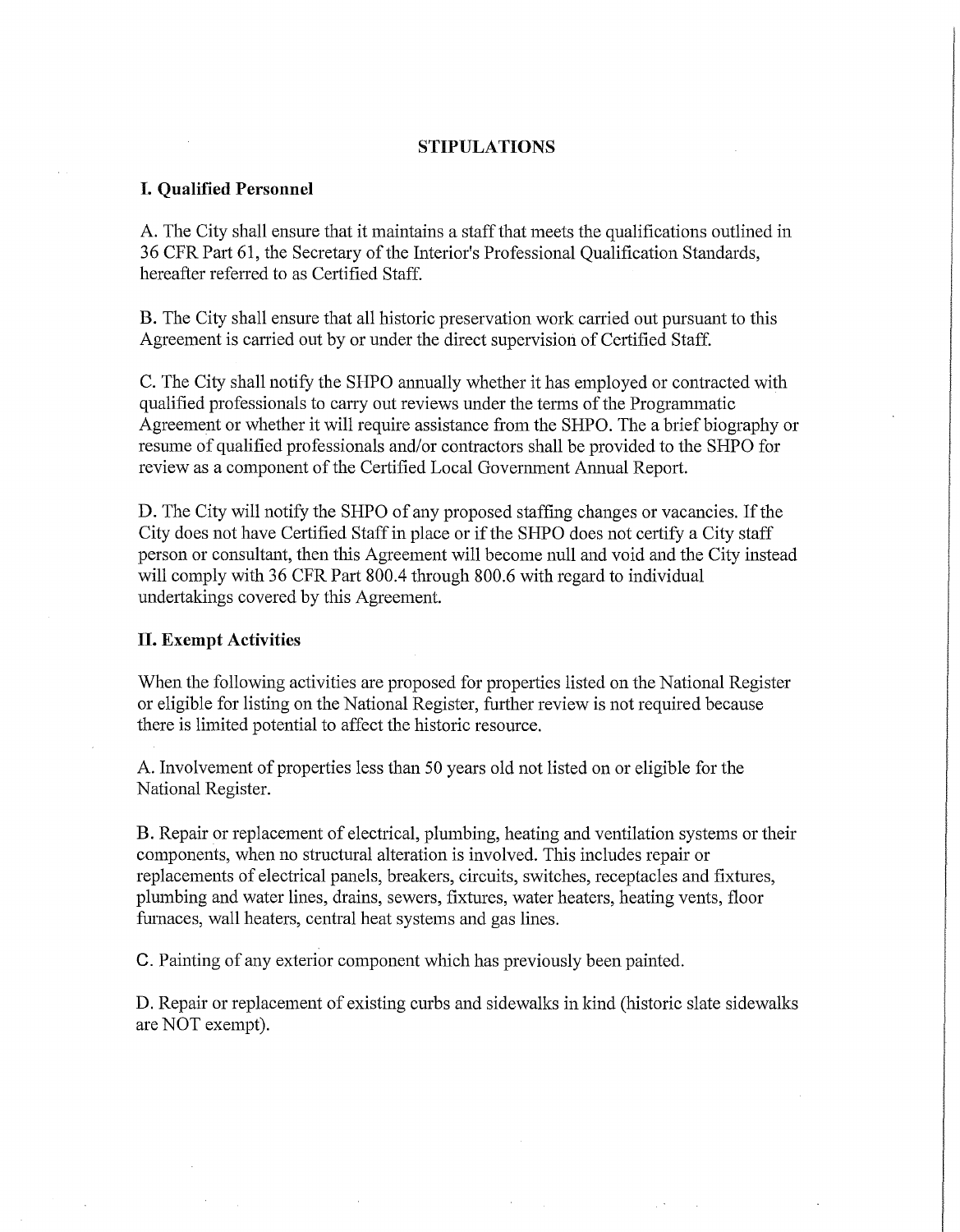## STIPULATIONS

### I. Qualified Personnel

A. The City shall ensure that it maintains a staff that meets the qualifications outlined in 36 CFR Part 61, the Secretary of the Interior's Professional Qualification Standards, hereafter referred to as Certified Staff.

B. The City shall ensure that all historic preservation work carried out pursuant to this Agreement is carried out by or under the direct supervision of Certified Staff.

C. The City shall notify the SHPO annually whether it has employed or contracted with qualified professionals to carry out reviews under the terms of the Programmatic Agreement or whether it will require assistance from the SHPO. The a brief biography or resume of qualified professionals and/or contractors shall be provided to the SHPO for review as a component of the Certified Local Government Annual Report.

D. The City will notify the SHPO of any proposed staffing changes or vacancies. If the City does not have Certified Staff in place or if the SHPO does not certify a City staff person or consultant, then this Agreement will become null and void and the City instead will comply with 36 CFR Part 800.4 through 800.6 with regard to individual undertakings covered by this Agreement.

### II. Exempt Activities

When the following activities are proposed for properties listed on the National Register or eligible for listing on the National Register, further review is not required because there is limited potential to affect the historic resource.

A. Involvement of properties less than 50 years old not listed on or eligible for the National Register.

B. Repair or replacement of electrical, plumbing, heating and ventilation systems or their components, when no structural alteration is involved. This includes repair or replacements of electrical panels, breakers, circuits, switches, receptacles and fixtures, plumbing and water lines, drains, sewers, fixtures, water heaters, heating vents, floor furnaces, wall heaters, central heat systems and gas lines.

C. Painting of any exterior component which has previously been painted.

D. Repair or replacement of existing curbs and sidewalks in kind (historic slate sidewalks are NOT exempt).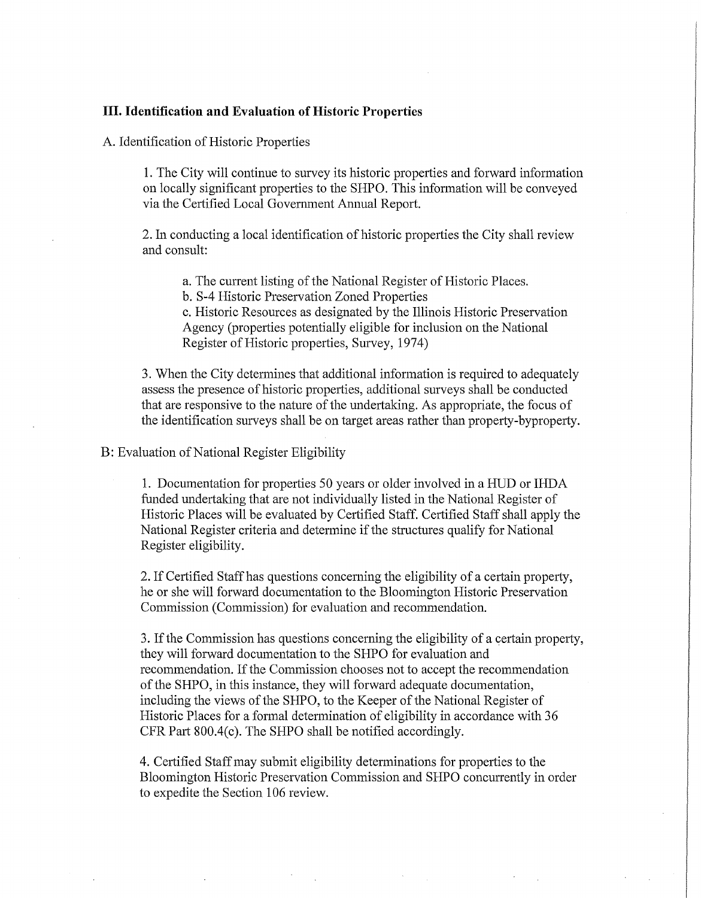## III. Identification and Evaluation of Historic Properties

A. Identification of Historic Properties

1. The City will continue to survey its historic properties and forward information on locally significant properties to the SHPO. This information will be conveyed via the Certified Local Government Annual Report.

2. In conducting a local identification of historic properties the City shall review and consult:

   a. The current listing of the National Register of Historic Places.
   b. S-4 Historic Preservation Zoned Properties
   c. Historic Resources as designated by the Illinois Historic Preservation Agency (properties potentially eligible for inclusion on the National Register of Historic properties, Survey, 1974)

3. When the City determines that additional information is required to adequately assess the presence of historic properties, additional surveys shall be conducted that are responsive to the nature of the undertaking. As appropriate, the focus of the identification surveys shall be on target areas rather than property-byproperty.

B: Evaluation of National Register Eligibility

1. Documentation for properties 50 years or older involved in a HUD or IHDA funded undertaking that are not individually listed in the National Register of Historic Places will be evaluated by Certified Staff. Certified Staff shall apply the National Register criteria and determine if the structures qualify for National Register eligibility.

2. If Certified Staff has questions concerning the eligibility of a certain property, he or she will forward documentation to the Bloomington Historic Preservation Commission (Commission) for evaluation and recommendation.

3. If the Commission has questions concerning the eligibility of a certain property, they will forward documentation to the SHPO for evaluation and recommendation. If the Commission chooses not to accept the recommendation of the SHPO, in this instance, they will forward adequate documentation, including the views of the SHPO, to the Keeper of the National Register of Historic Places for a formal determination of eligibility in accordance with 36 CFR Part 800.4(c). The SHPO shall be notified accordingly.

4. Certified Staff may submit eligibility determinations for properties to the Bloomington Historic Preservation Commission and SHPO concurrently in order to expedite the Section 106 review.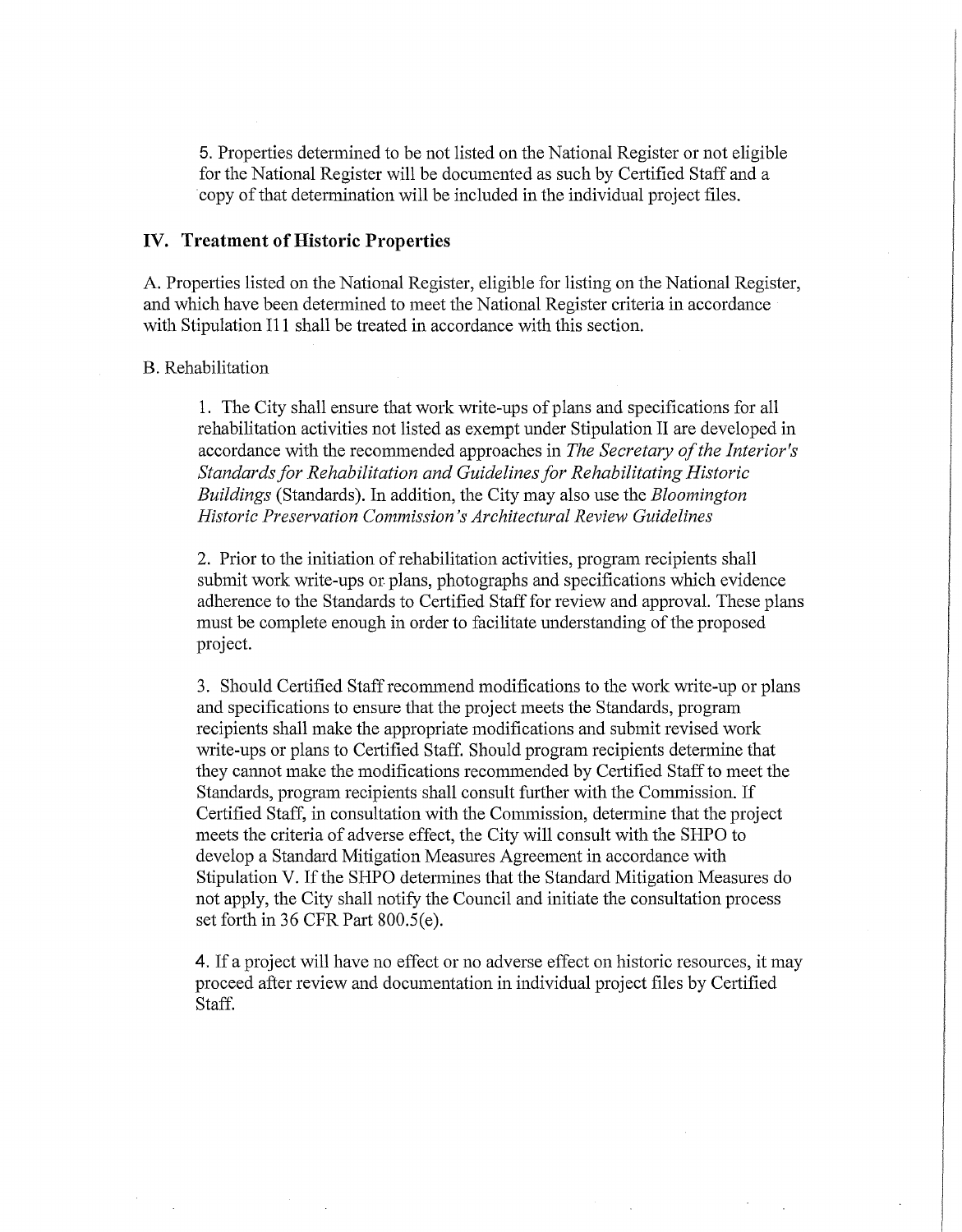5. Properties determined to be not listed on the National Register or not eligible for the National Register will be documented as such by Certified Staff and a copy of that determination will be included in the individual project files.

## IV. Treatment of Historic Properties

A. Properties listed on the National Register, eligible for listing on the National Register, and which have been determined to meet the National Register criteria in accordance with Stipulation I11 shall be treated in accordance with this section.

B. Rehabilitation

1. The City shall ensure that work write-ups of plans and specifications for all rehabilitation activities not listed as exempt under Stipulation II are developed in accordance with the recommended approaches in *The Secretary of the Interior's Standards for Rehabilitation and Guidelines for Rehabilitating Historic Buildings* (Standards). In addition, the City may also use the *Bloomington Historic Preservation Commission's Architectural Review Guidelines*

2. Prior to the initiation of rehabilitation activities, program recipients shall submit work write-ups or plans, photographs and specifications which evidence adherence to the Standards to Certified Staff for review and approval. These plans must be complete enough in order to facilitate understanding of the proposed project.

3. Should Certified Staff recommend modifications to the work write-up or plans and specifications to ensure that the project meets the Standards, program recipients shall make the appropriate modifications and submit revised work write-ups or plans to Certified Staff. Should program recipients determine that they cannot make the modifications recommended by Certified Staff to meet the Standards, program recipients shall consult further with the Commission. If Certified Staff, in consultation with the Commission, determine that the project meets the criteria of adverse effect, the City will consult with the SHPO to develop a Standard Mitigation Measures Agreement in accordance with Stipulation V. If the SHPO determines that the Standard Mitigation Measures do not apply, the City shall notify the Council and initiate the consultation process set forth in 36 CFR Part 800.5(e).

4. If a project will have no effect or no adverse effect on historic resources, it may proceed after review and documentation in individual project files by Certified Staff.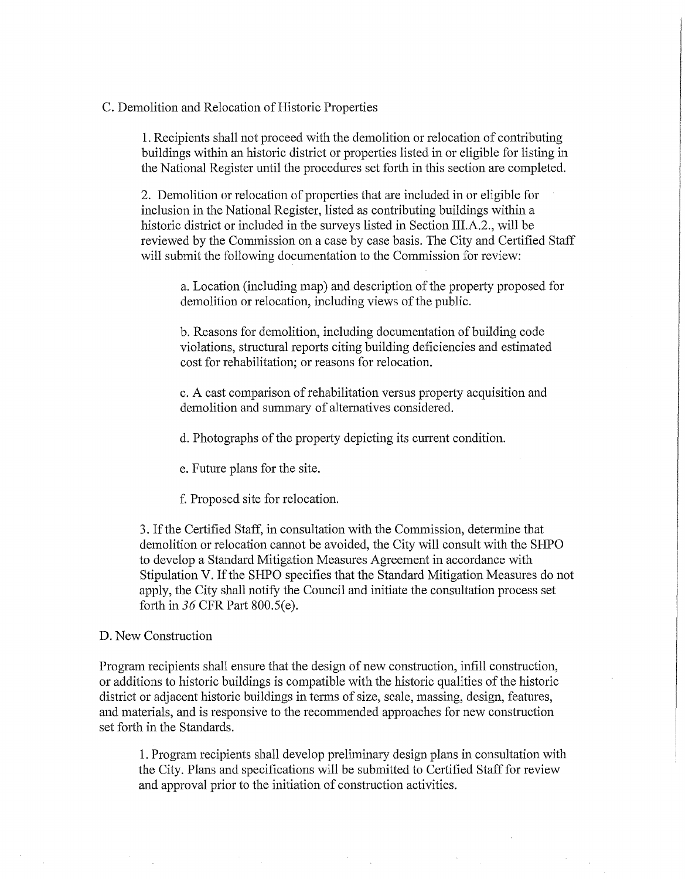C. Demolition and Relocation of Historic Properties

1. Recipients shall not proceed with the demolition or relocation of contributing buildings within an historic district or properties listed in or eligible for listing in the National Register until the procedures set forth in this section are completed.

2. Demolition or relocation of properties that are included in or eligible for inclusion in the National Register, listed as contributing buildings within a historic district or included in the surveys listed in Section III.A.2., will be reviewed by the Commission on a case by case basis. The City and Certified Staff will submit the following documentation to the Commission for review:

a. Location (including map) and description of the property proposed for demolition or relocation, including views of the public.

b. Reasons for demolition, including documentation of building code violations, structural reports citing building deficiencies and estimated cost for rehabilitation; or reasons for relocation.

c. A cast comparison of rehabilitation versus property acquisition and demolition and summary of alternatives considered.

d. Photographs of the property depicting its current condition.

e. Future plans for the site.

f. Proposed site for relocation.

3. If the Certified Staff, in consultation with the Commission, determine that demolition or relocation cannot be avoided, the City will consult with the SHPO to develop a Standard Mitigation Measures Agreement in accordance with Stipulation V. If the SHPO specifies that the Standard Mitigation Measures do not apply, the City shall notify the Council and initiate the consultation process set forth in *36* CFR Part 800.5(e).

D. New Construction

Program recipients shall ensure that the design of new construction, infill construction, or additions to historic buildings is compatible with the historic qualities of the historic district or adjacent historic buildings in terms of size, scale, massing, design, features, and materials, and is responsive to the recommended approaches for new construction set forth in the Standards.

1. Program recipients shall develop preliminary design plans in consultation with the City. Plans and specifications will be submitted to Certified Staff for review and approval prior to the initiation of construction activities.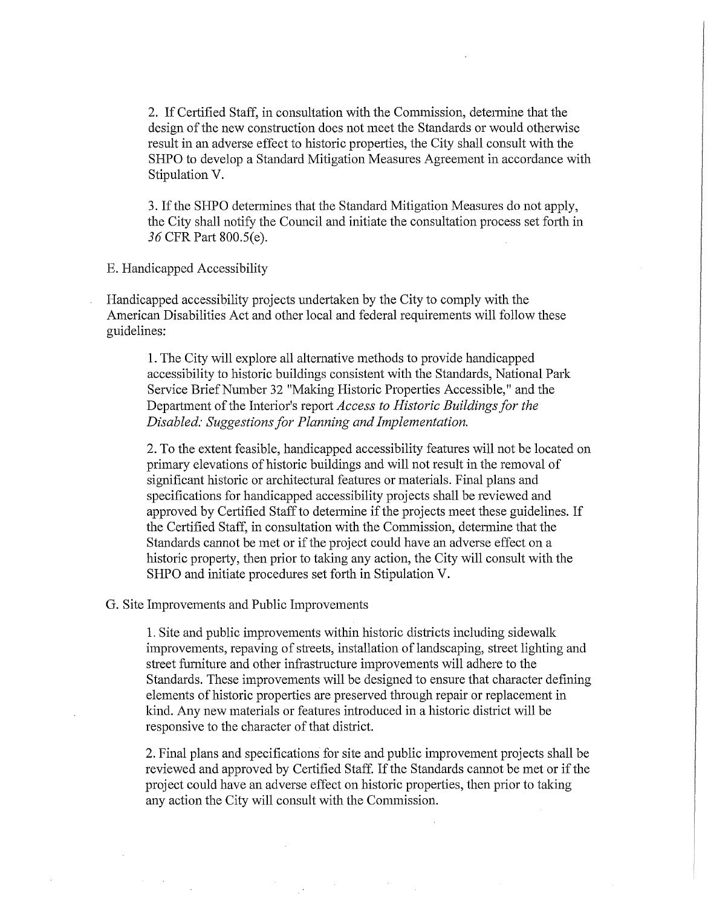2. If Certified Staff, in consultation with the Commission, determine that the design of the new construction does not meet the Standards or would otherwise result in an adverse effect to historic properties, the City shall consult with the SHPO to develop a Standard Mitigation Measures Agreement in accordance with Stipulation V.

3. If the SHPO determines that the Standard Mitigation Measures do not apply, the City shall notify the Council and initiate the consultation process set forth in *36* CFR Part 800.5(e).

E. Handicapped Accessibility

Handicapped accessibility projects undertaken by the City to comply with the American Disabilities Act and other local and federal requirements will follow these guidelines:

1. The City will explore all alternative methods to provide handicapped accessibility to historic buildings consistent with the Standards, National Park Service Brief Number 32 "Making Historic Properties Accessible," and the Department of the Interior's report *Access to Historic Buildings for the Disabled: Suggestions for Planning and Implementation.*

2. To the extent feasible, handicapped accessibility features will not be located on primary elevations of historic buildings and will not result in the removal of significant historic or architectural features or materials. Final plans and specifications for handicapped accessibility projects shall be reviewed and approved by Certified Staff to determine if the projects meet these guidelines. If the Certified Staff, in consultation with the Commission, determine that the Standards cannot be met or if the project could have an adverse effect on a historic property, then prior to taking any action, the City will consult with the SHPO and initiate procedures set forth in Stipulation V.

G. Site Improvements and Public Improvements

1. Site and public improvements within historic districts including sidewalk improvements, repaving of streets, installation of landscaping, street lighting and street furniture and other infrastructure improvements will adhere to the Standards. These improvements will be designed to ensure that character defining elements of historic properties are preserved through repair or replacement in kind. Any new materials or features introduced in a historic district will be responsive to the character of that district.

2. Final plans and specifications for site and public improvement projects shall be reviewed and approved by Certified Staff. If the Standards cannot be met or if the project could have an adverse effect on historic properties, then prior to taking any action the City will consult with the Commission.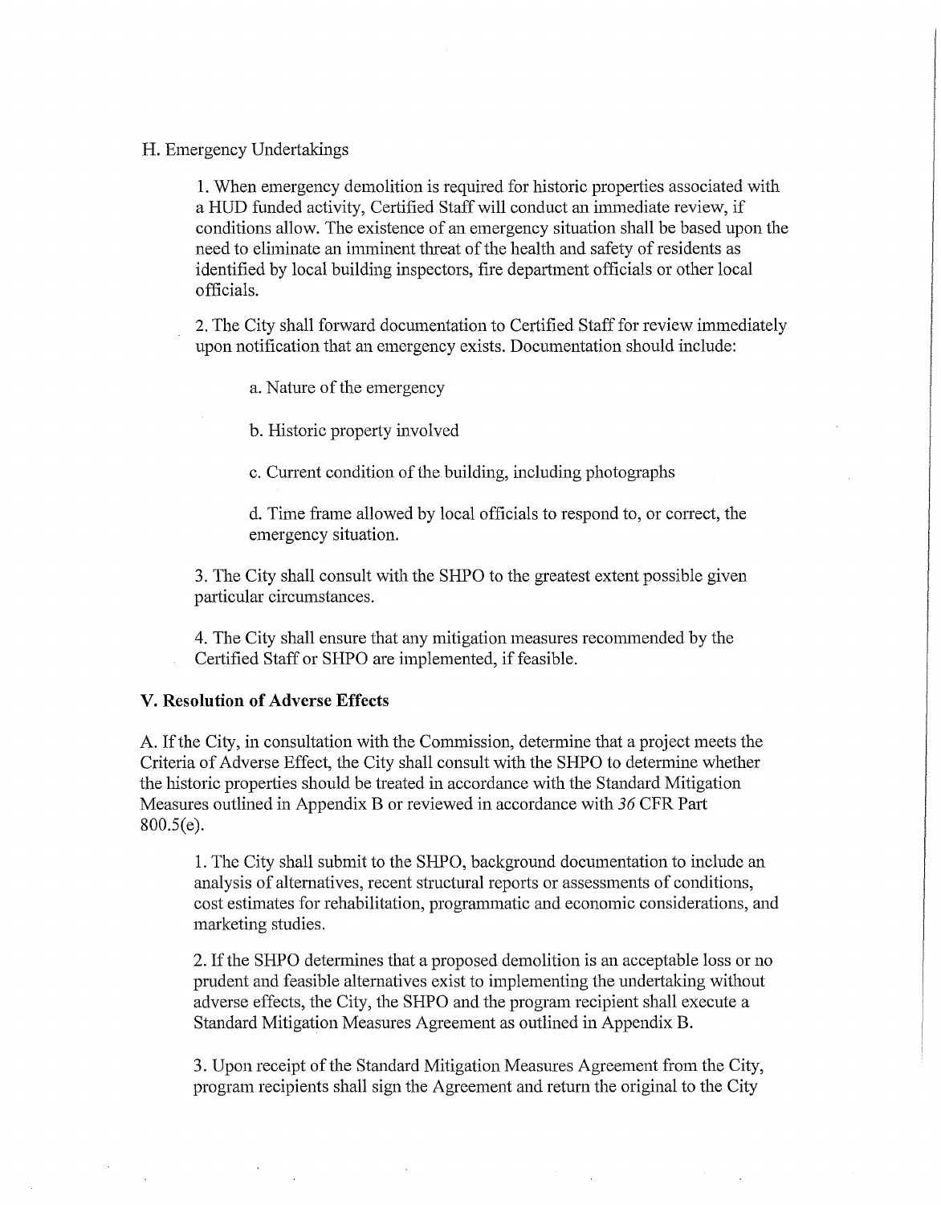H. Emergency Undertakings

1. When emergency demolition is required for historic properties associated with a HUD funded activity, Certified Staff will conduct an immediate review, if conditions allow. The existence of an emergency situation shall be based upon the need to eliminate an imminent threat of the health and safety of residents as identified by local building inspectors, fire department officials or other local officials.

2. The City shall forward documentation to Certified Staff for review immediately upon notification that an emergency exists. Documentation should include:

   a. Nature of the emergency

   b. Historic property involved

   c. Current condition of the building, including photographs

   d. Time frame allowed by local officials to respond to, or correct, the emergency situation.

3. The City shall consult with the SHPO to the greatest extent possible given particular circumstances.

4. The City shall ensure that any mitigation measures recommended by the Certified Staff or SHPO are implemented, if feasible.

**V. Resolution of Adverse Effects**

A. If the City, in consultation with the Commission, determine that a project meets the Criteria of Adverse Effect, the City shall consult with the SHPO to determine whether the historic properties should be treated in accordance with the Standard Mitigation Measures outlined in Appendix B or reviewed in accordance with *36* CFR Part 800.5(e).

1. The City shall submit to the SHPO, background documentation to include an analysis of alternatives, recent structural reports or assessments of conditions, cost estimates for rehabilitation, programmatic and economic considerations, and marketing studies.

2. If the SHPO determines that a proposed demolition is an acceptable loss or no prudent and feasible alternatives exist to implementing the undertaking without adverse effects, the City, the SHPO and the program recipient shall execute a Standard Mitigation Measures Agreement as outlined in Appendix B.

3. Upon receipt of the Standard Mitigation Measures Agreement from the City, program recipients shall sign the Agreement and return the original to the City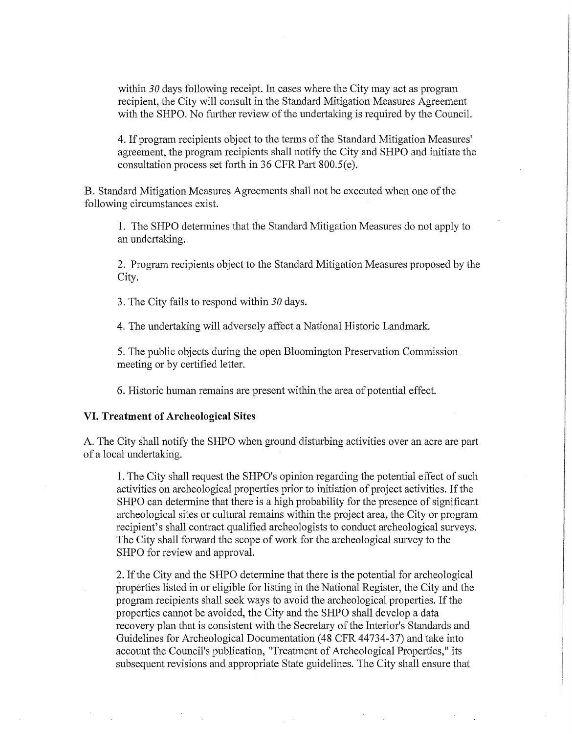within *30* days following receipt. In cases where the City may act as program recipient, the City will consult in the Standard Mitigation Measures Agreement with the SHPO. No further review of the undertaking is required by the Council.

4. If program recipients object to the terms of the Standard Mitigation Measures' agreement, the program recipients shall notify the City and SHPO and initiate the consultation process set forth in 36 CFR Part 800.5(e).

B. Standard Mitigation Measures Agreements shall not be executed when one of the following circumstances exist.

1. The SHPO determines that the Standard Mitigation Measures do not apply to an undertaking.

2. Program recipients object to the Standard Mitigation Measures proposed by the City.

3. The City fails to respond within *30* days.

4. The undertaking will adversely affect a National Historic Landmark.

5. The public objects during the open Bloomington Preservation Commission meeting or by certified letter.

6. Historic human remains are present within the area of potential effect.

### VI. Treatment of Archeological Sites

A. The City shall notify the SHPO when ground disturbing activities over an acre are part of a local undertaking.

1. The City shall request the SHPO's opinion regarding the potential effect of such activities on archeological properties prior to initiation of project activities. If the SHPO can determine that there is a high probability for the presence of significant archeological sites or cultural remains within the project area, the City or program recipient's shall contract qualified archeologists to conduct archeological surveys. The City shall forward the scope of work for the archeological survey to the SHPO for review and approval.

2. If the City and the SHPO determine that there is the potential for archeological properties listed in or eligible for listing in the National Register, the City and the program recipients shall seek ways to avoid the archeological properties. If the properties cannot be avoided, the City and the SHPO shall develop a data recovery plan that is consistent with the Secretary of the Interior's Standards and Guidelines for Archeological Documentation (48 CFR 44734-37) and take into account the Council's publication, "Treatment of Archeological Properties," its subsequent revisions and appropriate State guidelines. The City shall ensure that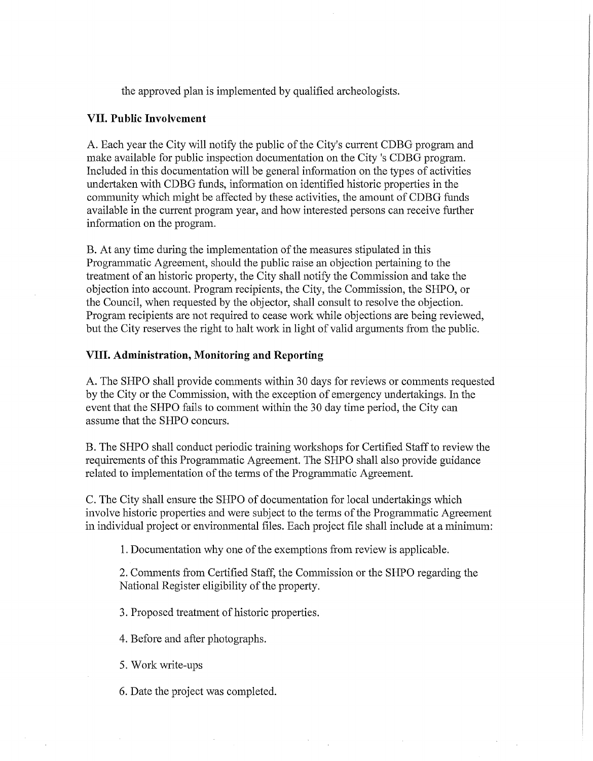the approved plan is implemented by qualified archeologists.

### VII. Public Involvement

A. Each year the City will notify the public of the City's current CDBG program and make available for public inspection documentation on the City 's CDBG program. Included in this documentation will be general information on the types of activities undertaken with CDBG funds, information on identified historic properties in the community which might be affected by these activities, the amount of CDBG funds available in the current program year, and how interested persons can receive further information on the program.

B. At any time during the implementation of the measures stipulated in this Programmatic Agreement, should the public raise an objection pertaining to the treatment of an historic property, the City shall notify the Commission and take the objection into account. Program recipients, the City, the Commission, the SHPO, or the Council, when requested by the objector, shall consult to resolve the objection. Program recipients are not required to cease work while objections are being reviewed, but the City reserves the right to halt work in light of valid arguments from the public.

### VIII. Administration, Monitoring and Reporting

A. The SHPO shall provide comments within 30 days for reviews or comments requested by the City or the Commission, with the exception of emergency undertakings. In the event that the SHPO fails to comment within the 30 day time period, the City can assume that the SHPO concurs.

B. The SHPO shall conduct periodic training workshops for Certified Staff to review the requirements of this Programmatic Agreement. The SHPO shall also provide guidance related to implementation of the terms of the Programmatic Agreement.

C. The City shall ensure the SHPO of documentation for local undertakings which involve historic properties and were subject to the terms of the Programmatic Agreement in individual project or environmental files. Each project file shall include at a minimum:

1. Documentation why one of the exemptions from review is applicable.

2. Comments from Certified Staff, the Commission or the SHPO regarding the National Register eligibility of the property.

3. Proposed treatment of historic properties.

4. Before and after photographs.

5. Work write-ups

6. Date the project was completed.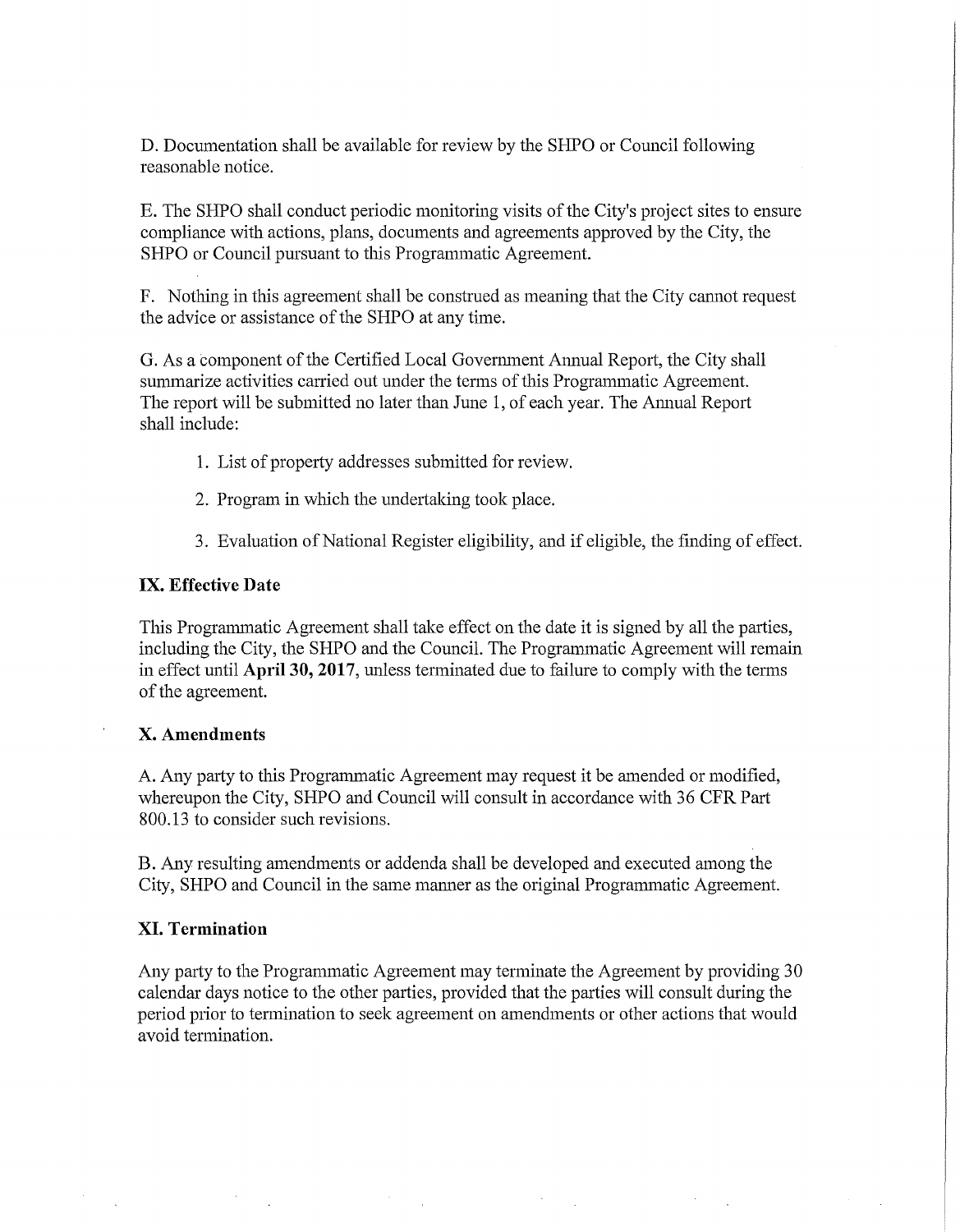D. Documentation shall be available for review by the SHPO or Council following reasonable notice.

E. The SHPO shall conduct periodic monitoring visits of the City's project sites to ensure compliance with actions, plans, documents and agreements approved by the City, the SHPO or Council pursuant to this Programmatic Agreement.

F. Nothing in this agreement shall be construed as meaning that the City cannot request the advice or assistance of the SHPO at any time.

G. As a component of the Certified Local Government Annual Report, the City shall summarize activities carried out under the terms of this Programmatic Agreement. The report will be submitted no later than June 1, of each year. The Annual Report shall include:

1. List of property addresses submitted for review.
2. Program in which the undertaking took place.
3. Evaluation of National Register eligibility, and if eligible, the finding of effect.

## IX. Effective Date

This Programmatic Agreement shall take effect on the date it is signed by all the parties, including the City, the SHPO and the Council. The Programmatic Agreement will remain in effect until **April 30, 2017**, unless terminated due to failure to comply with the terms of the agreement.

## X. Amendments

A. Any party to this Programmatic Agreement may request it be amended or modified, whereupon the City, SHPO and Council will consult in accordance with 36 CFR Part 800.13 to consider such revisions.

B. Any resulting amendments or addenda shall be developed and executed among the City, SHPO and Council in the same manner as the original Programmatic Agreement.

## XI. Termination

Any party to the Programmatic Agreement may terminate the Agreement by providing 30 calendar days notice to the other parties, provided that the parties will consult during the period prior to termination to seek agreement on amendments or other actions that would avoid termination.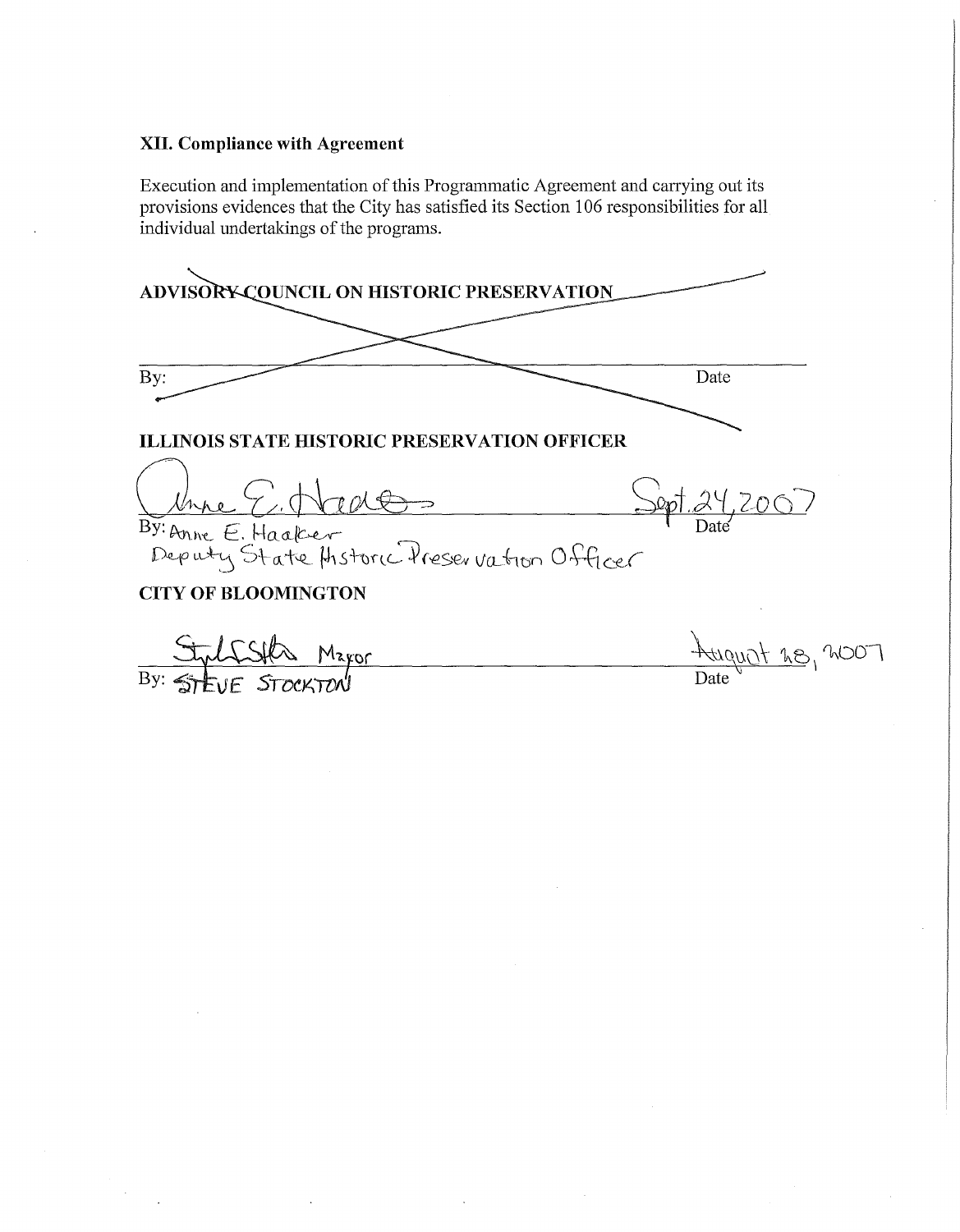### XII. Compliance with Agreement

Execution and implementation of this Programmatic Agreement and carrying out its provisions evidences that the City has satisfied its Section 106 responsibilities for all individual undertakings of the programs.

**ADVISORY COUNCIL ON HISTORIC PRESERVATION**

By: ______________________________ Date

**ILLINOIS STATE HISTORIC PRESERVATION OFFICER**

By: Anne E. Haaker ______________________________ Sept. 24, 2007
Deputy State Historic Preservation Officer Date

**CITY OF BLOOMINGTON**

Mayor ______________________________ August 28, 2007
By: STEVE STOCKTON Date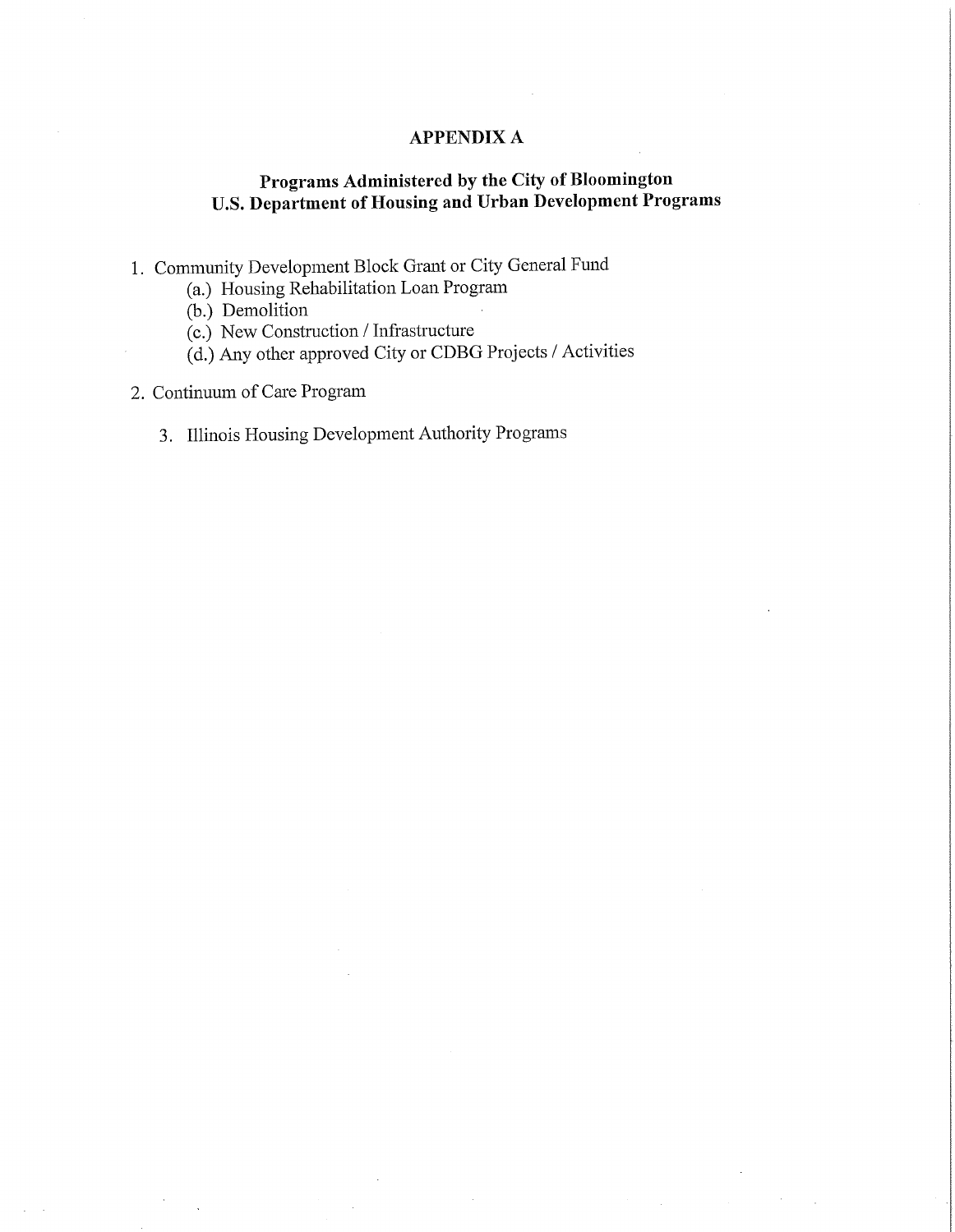# APPENDIX A

## Programs Administered by the City of Bloomington U.S. Department of Housing and Urban Development Programs

1. Community Development Block Grant or City General Fund
   - (a.) Housing Rehabilitation Loan Program
   - (b.) Demolition
   - (c.) New Construction / Infrastructure
   - (d.) Any other approved City or CDBG Projects / Activities
2. Continuum of Care Program
3. Illinois Housing Development Authority Programs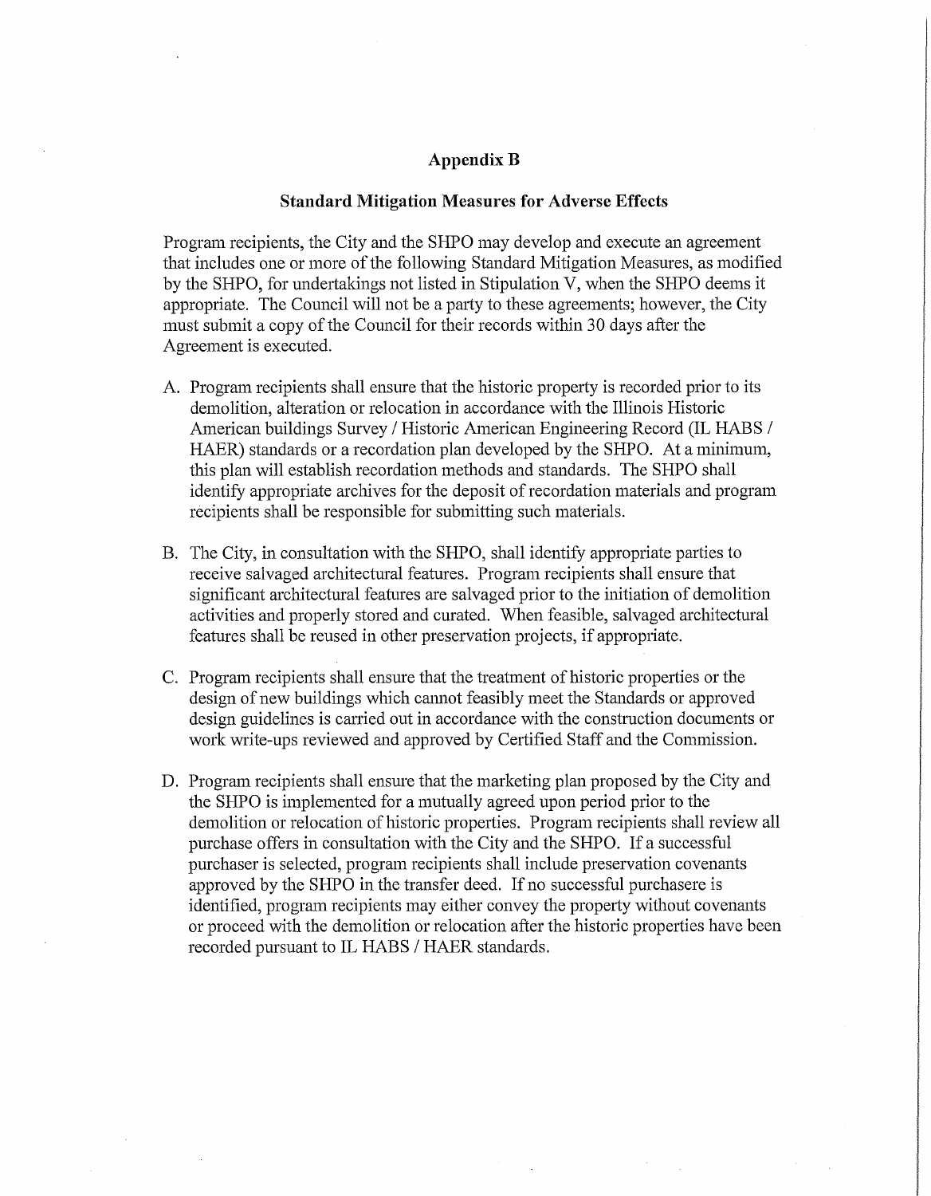## Appendix B

### Standard Mitigation Measures for Adverse Effects

Program recipients, the City and the SHPO may develop and execute an agreement that includes one or more of the following Standard Mitigation Measures, as modified by the SHPO, for undertakings not listed in Stipulation V, when the SHPO deems it appropriate. The Council will not be a party to these agreements; however, the City must submit a copy of the Council for their records within 30 days after the Agreement is executed.

A. Program recipients shall ensure that the historic property is recorded prior to its demolition, alteration or relocation in accordance with the Illinois Historic American buildings Survey / Historic American Engineering Record (IL HABS / HAER) standards or a recordation plan developed by the SHPO. At a minimum, this plan will establish recordation methods and standards. The SHPO shall identify appropriate archives for the deposit of recordation materials and program recipients shall be responsible for submitting such materials.

B. The City, in consultation with the SHPO, shall identify appropriate parties to receive salvaged architectural features. Program recipients shall ensure that significant architectural features are salvaged prior to the initiation of demolition activities and properly stored and curated. When feasible, salvaged architectural features shall be reused in other preservation projects, if appropriate.

C. Program recipients shall ensure that the treatment of historic properties or the design of new buildings which cannot feasibly meet the Standards or approved design guidelines is carried out in accordance with the construction documents or work write-ups reviewed and approved by Certified Staff and the Commission.

D. Program recipients shall ensure that the marketing plan proposed by the City and the SHPO is implemented for a mutually agreed upon period prior to the demolition or relocation of historic properties. Program recipients shall review all purchase offers in consultation with the City and the SHPO. If a successful purchaser is selected, program recipients shall include preservation covenants approved by the SHPO in the transfer deed. If no successful purchasere is identified, program recipients may either convey the property without covenants or proceed with the demolition or relocation after the historic properties have been recorded pursuant to IL HABS / HAER standards.